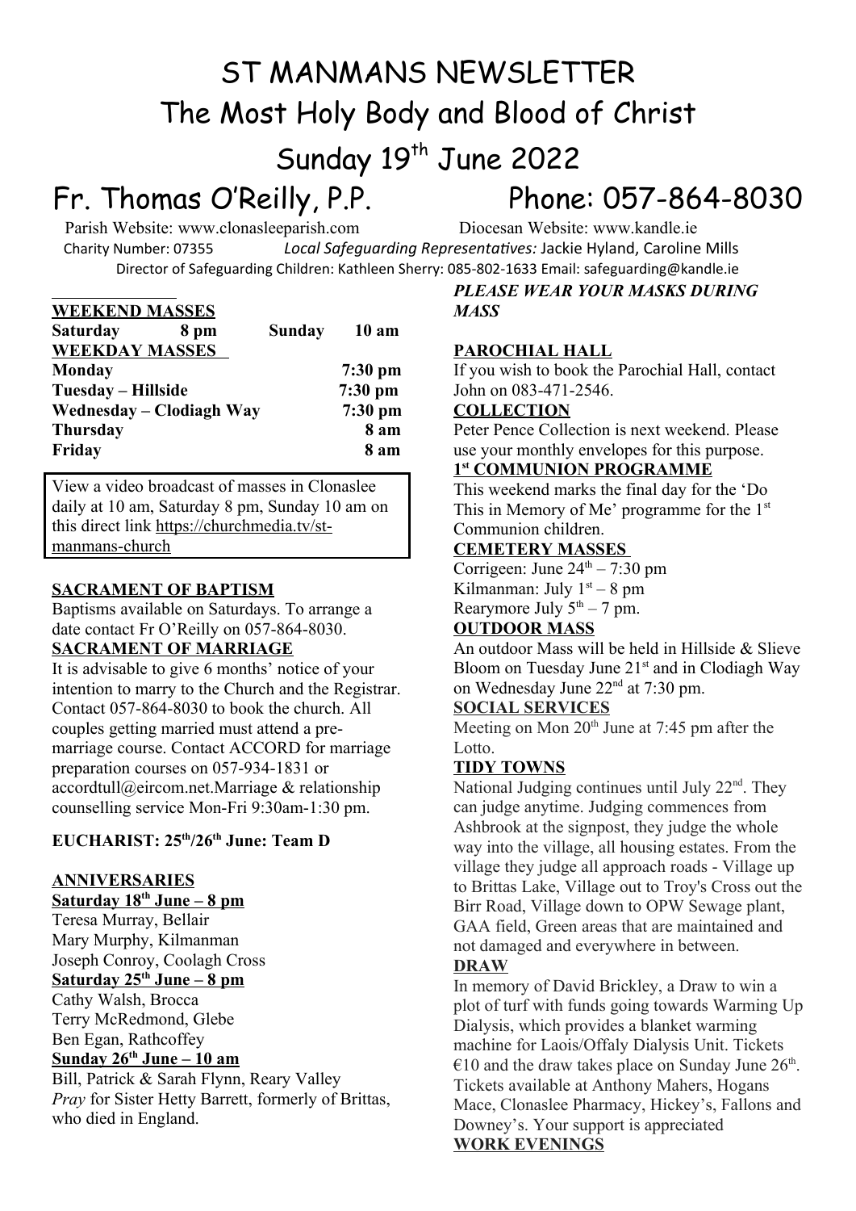# ST MANMANS NEWSLETTER

# The Most Holy Body and Blood of Christ

# Sunday 19th June 2022

## Fr. Thomas O'Reilly, P.P. Phone: 057-864-8030

Parish Website: www.clonasleeparish.com Diocesan Website: www.kandle.ie

Charity Number: 07355 *Local Safeguarding Representatives:* Jackie Hyland, Caroline Mills

Director of Safeguarding Children: Kathleen Sherry: 085-802-1633 Email: safeguarding@kandle.ie

**WEEKEND MASSES**

| | | | |
|---|---|---|---|
| **Saturday** | **8 pm** | **Sunday** | **10 am** |

**WEEKDAY MASSES**

| | |
|---|---|
| **Monday** | **7:30 pm** |
| **Tuesday – Hillside** | **7:30 pm** |
| **Wednesday – Clodiagh Way** | **7:30 pm** |
| **Thursday** | **8 am** |
| **Friday** | **8 am** |

View a video broadcast of masses in Clonaslee daily at 10 am, Saturday 8 pm, Sunday 10 am on this direct link https://churchmedia.tv/st-manmans-church

**SACRAMENT OF BAPTISM**

Baptisms available on Saturdays. To arrange a date contact Fr O'Reilly on 057-864-8030.

**SACRAMENT OF MARRIAGE**

It is advisable to give 6 months' notice of your intention to marry to the Church and the Registrar. Contact 057-864-8030 to book the church. All couples getting married must attend a pre-marriage course. Contact ACCORD for marriage preparation courses on 057-934-1831 or accordtull@eircom.net.Marriage & relationship counselling service Mon-Fri 9:30am-1:30 pm.

**EUCHARIST: 25th/26th June: Team D**

**ANNIVERSARIES**

**Saturday 18th June – 8 pm**

Teresa Murray, Bellair
Mary Murphy, Kilmanman
Joseph Conroy, Coolagh Cross

**Saturday 25th June – 8 pm**

Cathy Walsh, Brocca
Terry McRedmond, Glebe
Ben Egan, Rathcoffey

**Sunday 26th June – 10 am**

Bill, Patrick & Sarah Flynn, Reary Valley

*Pray* for Sister Hetty Barrett, formerly of Brittas, who died in England.

***PLEASE WEAR YOUR MASKS DURING MASS***

**PAROCHIAL HALL**

If you wish to book the Parochial Hall, contact John on 083-471-2546.

**COLLECTION**

Peter Pence Collection is next weekend. Please use your monthly envelopes for this purpose.

**1st COMMUNION PROGRAMME**

This weekend marks the final day for the 'Do This in Memory of Me' programme for the 1st Communion children.

**CEMETERY MASSES**

Corrigeen: June 24th – 7:30 pm
Kilmanman: July 1st – 8 pm
Rearymore July 5th – 7 pm.

**OUTDOOR MASS**

An outdoor Mass will be held in Hillside & Slieve Bloom on Tuesday June 21st and in Clodiagh Way on Wednesday June 22nd at 7:30 pm.

**SOCIAL SERVICES**

Meeting on Mon 20th June at 7:45 pm after the Lotto.

**TIDY TOWNS**

National Judging continues until July 22nd. They can judge anytime. Judging commences from Ashbrook at the signpost, they judge the whole way into the village, all housing estates. From the village they judge all approach roads - Village up to Brittas Lake, Village out to Troy's Cross out the Birr Road, Village down to OPW Sewage plant, GAA field, Green areas that are maintained and not damaged and everywhere in between.

**DRAW**

In memory of David Brickley, a Draw to win a plot of turf with funds going towards Warming Up Dialysis, which provides a blanket warming machine for Laois/Offaly Dialysis Unit. Tickets €10 and the draw takes place on Sunday June 26th. Tickets available at Anthony Mahers, Hogans Mace, Clonaslee Pharmacy, Hickey's, Fallons and Downey's. Your support is appreciated

**WORK EVENINGS**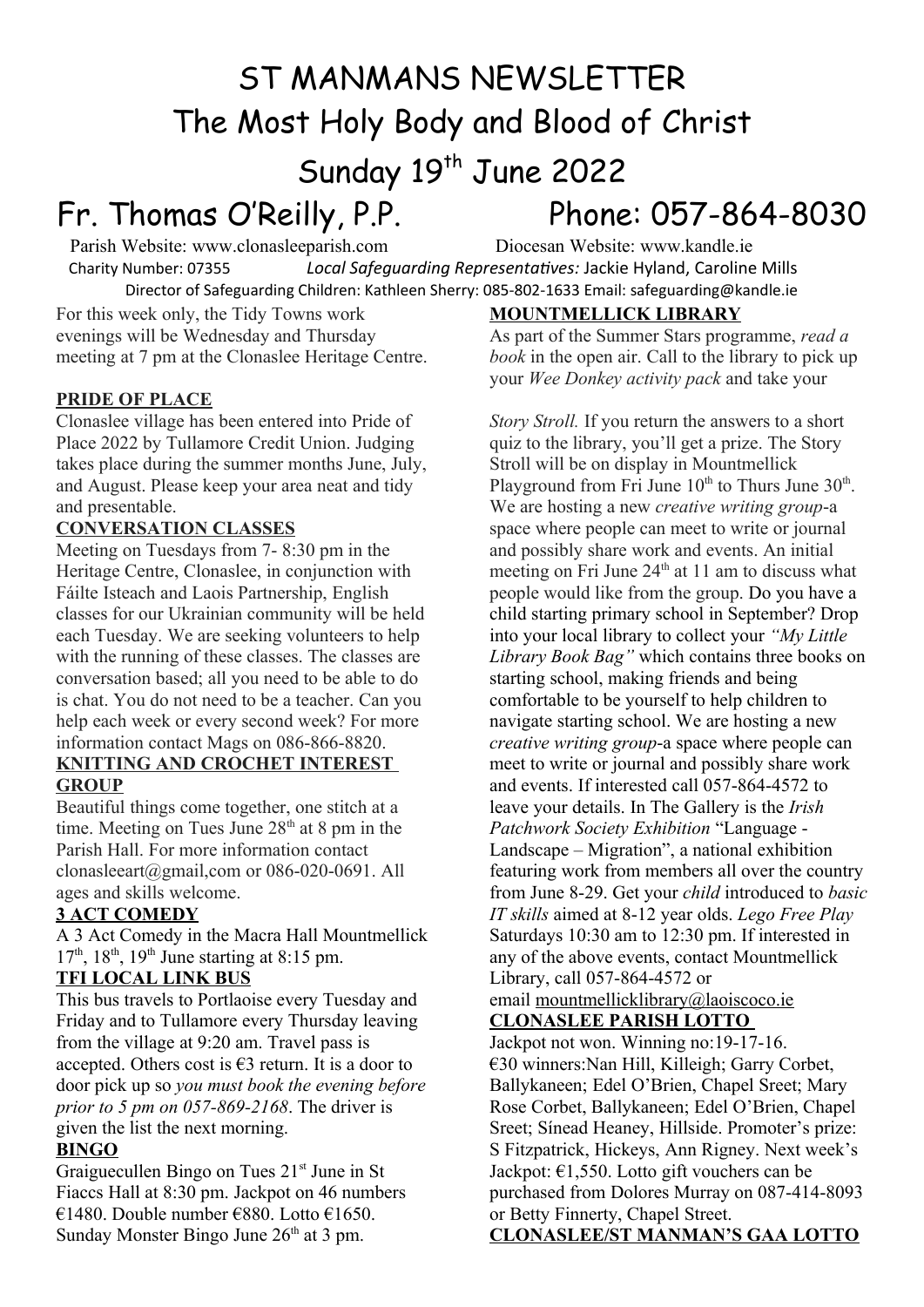# ST MANMANS NEWSLETTER

# The Most Holy Body and Blood of Christ

# Sunday 19th June 2022

# Fr. Thomas O'Reilly, P.P. Phone: 057-864-8030

Parish Website: www.clonasleeparish.com Diocesan Website: www.kandle.ie

Charity Number: 07355 *Local Safeguarding Representatives:* Jackie Hyland, Caroline Mills

Director of Safeguarding Children: Kathleen Sherry: 085-802-1633 Email: safeguarding@kandle.ie

For this week only, the Tidy Towns work evenings will be Wednesday and Thursday meeting at 7 pm at the Clonaslee Heritage Centre.

**PRIDE OF PLACE**

Clonaslee village has been entered into Pride of Place 2022 by Tullamore Credit Union. Judging takes place during the summer months June, July, and August. Please keep your area neat and tidy and presentable.

**CONVERSATION CLASSES**

Meeting on Tuesdays from 7- 8:30 pm in the Heritage Centre, Clonaslee, in conjunction with Fáilte Isteach and Laois Partnership, English classes for our Ukrainian community will be held each Tuesday. We are seeking volunteers to help with the running of these classes. The classes are conversation based; all you need to be able to do is chat. You do not need to be a teacher. Can you help each week or every second week? For more information contact Mags on 086-866-8820.

**KNITTING AND CROCHET INTEREST GROUP**

Beautiful things come together, one stitch at a time. Meeting on Tues June 28th at 8 pm in the Parish Hall. For more information contact clonasleeart@gmail,com or 086-020-0691. All ages and skills welcome.

**3 ACT COMEDY**

A 3 Act Comedy in the Macra Hall Mountmellick 17th, 18th, 19th June starting at 8:15 pm.

**TFI LOCAL LINK BUS**

This bus travels to Portlaoise every Tuesday and Friday and to Tullamore every Thursday leaving from the village at 9:20 am. Travel pass is accepted. Others cost is €3 return. It is a door to door pick up so *you must book the evening before prior to 5 pm on 057-869-2168*. The driver is given the list the next morning.

**BINGO**

Graiguecullen Bingo on Tues 21st June in St Fiaccs Hall at 8:30 pm. Jackpot on 46 numbers €1480. Double number €880. Lotto €1650. Sunday Monster Bingo June 26th at 3 pm.

**MOUNTMELLICK LIBRARY**

As part of the Summer Stars programme, *read a book* in the open air. Call to the library to pick up your *Wee Donkey activity pack* and take your *Story Stroll.* If you return the answers to a short quiz to the library, you'll get a prize. The Story Stroll will be on display in Mountmellick Playground from Fri June 10th to Thurs June 30th. We are hosting a new *creative writing group*-a space where people can meet to write or journal and possibly share work and events. An initial meeting on Fri June 24th at 11 am to discuss what people would like from the group. Do you have a child starting primary school in September? Drop into your local library to collect your *"My Little Library Book Bag"* which contains three books on starting school, making friends and being comfortable to be yourself to help children to navigate starting school. We are hosting a new *creative writing group*-a space where people can meet to write or journal and possibly share work and events. If interested call 057-864-4572 to leave your details. In The Gallery is the *Irish Patchwork Society Exhibition* "Language - Landscape – Migration", a national exhibition featuring work from members all over the country from June 8-29. Get your *child* introduced to *basic IT skills* aimed at 8-12 year olds. *Lego Free Play* Saturdays 10:30 am to 12:30 pm. If interested in any of the above events, contact Mountmellick Library, call 057-864-4572 or email mountmellicklibrary@laoiscoco.ie

**CLONASLEE PARISH LOTTO**

Jackpot not won. Winning no:19-17-16. €30 winners:Nan Hill, Killeigh; Garry Corbet, Ballykaneen; Edel O'Brien, Chapel Sreet; Mary Rose Corbet, Ballykaneen; Edel O'Brien, Chapel Sreet; Sínead Heaney, Hillside. Promoter's prize: S Fitzpatrick, Hickeys, Ann Rigney. Next week's Jackpot: €1,550. Lotto gift vouchers can be purchased from Dolores Murray on 087-414-8093 or Betty Finnerty, Chapel Street.

**CLONASLEE/ST MANMAN'S GAA LOTTO**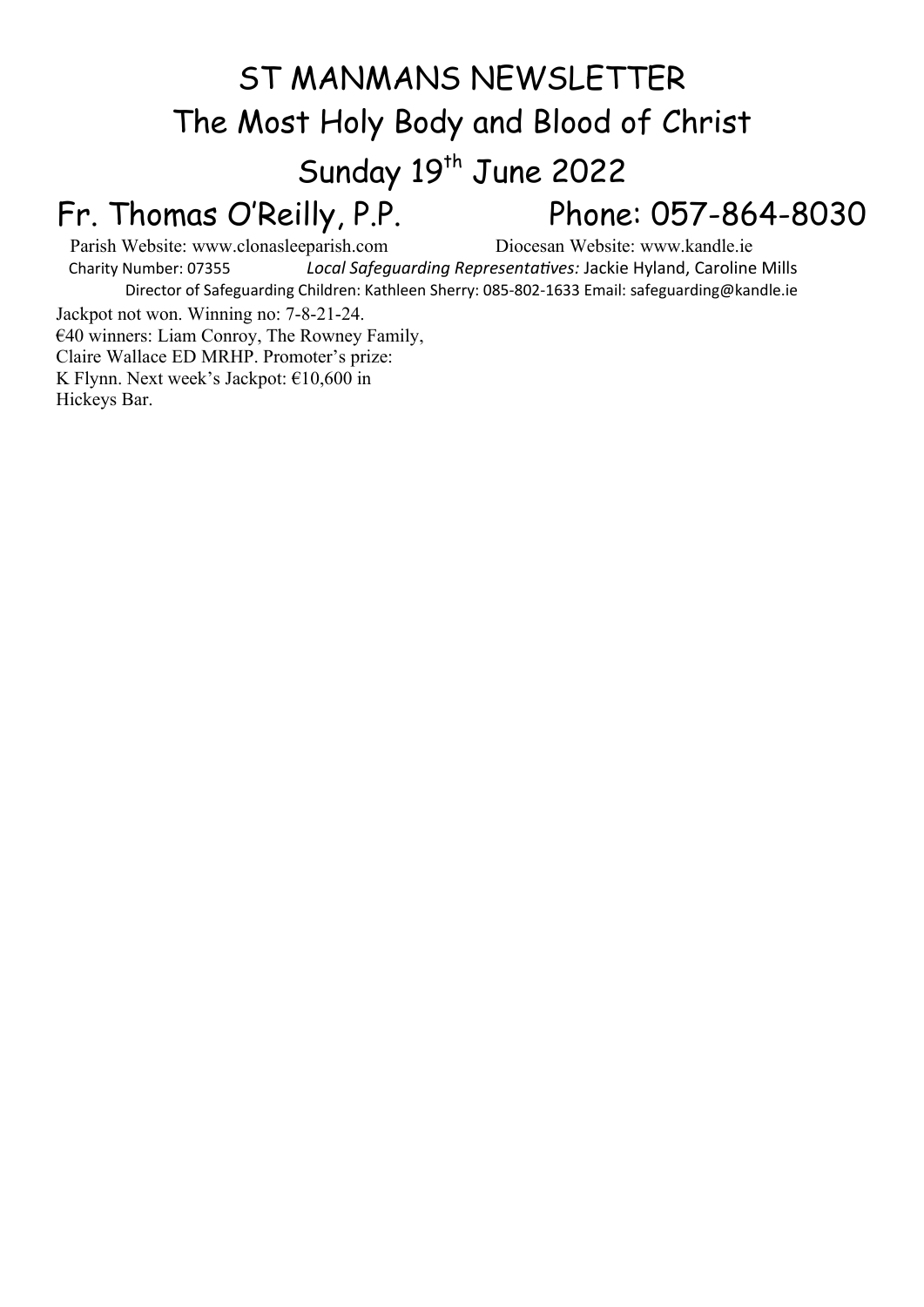# ST MANMANS NEWSLETTER

## The Most Holy Body and Blood of Christ

## Sunday 19th June 2022

## Fr. Thomas O'Reilly, P.P. Phone: 057-864-8030

Parish Website: www.clonasleeparish.com Diocesan Website: www.kandle.ie

Charity Number: 07355 *Local Safeguarding Representatives:* Jackie Hyland, Caroline Mills

Director of Safeguarding Children: Kathleen Sherry: 085-802-1633 Email: safeguarding@kandle.ie

Jackpot not won. Winning no: 7-8-21-24. €40 winners: Liam Conroy, The Rowney Family, Claire Wallace ED MRHP. Promoter's prize: K Flynn. Next week's Jackpot: €10,600 in Hickeys Bar.